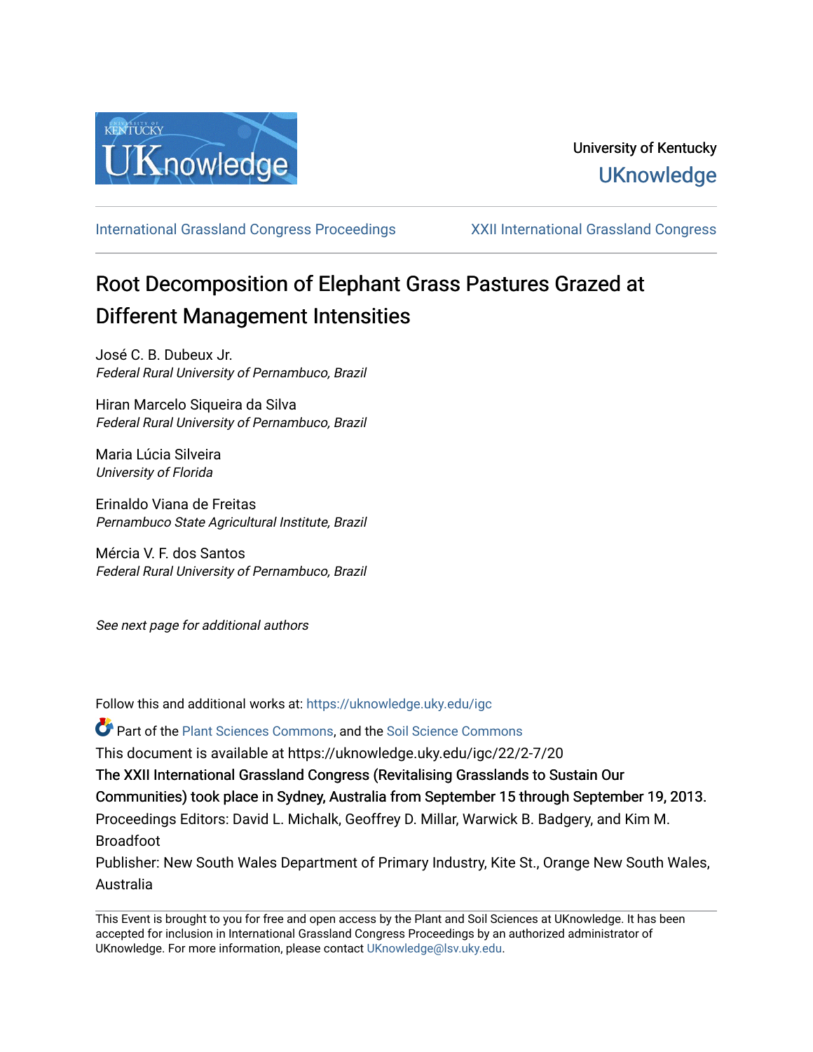University of Kentucky
UKnowledge

International Grassland Congress Proceedings | XXII International Grassland Congress

# Root Decomposition of Elephant Grass Pastures Grazed at Different Management Intensities

José C. B. Dubeux Jr.
*Federal Rural University of Pernambuco, Brazil*

Hiran Marcelo Siqueira da Silva
*Federal Rural University of Pernambuco, Brazil*

Maria Lúcia Silveira
*University of Florida*

Erinaldo Viana de Freitas
*Pernambuco State Agricultural Institute, Brazil*

Mércia V. F. dos Santos
*Federal Rural University of Pernambuco, Brazil*

*See next page for additional authors*

Follow this and additional works at: https://uknowledge.uky.edu/igc

Part of the Plant Sciences Commons, and the Soil Science Commons

This document is available at https://uknowledge.uky.edu/igc/22/2-7/20

The XXII International Grassland Congress (Revitalising Grasslands to Sustain Our Communities) took place in Sydney, Australia from September 15 through September 19, 2013.

Proceedings Editors: David L. Michalk, Geoffrey D. Millar, Warwick B. Badgery, and Kim M. Broadfoot

Publisher: New South Wales Department of Primary Industry, Kite St., Orange New South Wales, Australia

This Event is brought to you for free and open access by the Plant and Soil Sciences at UKnowledge. It has been accepted for inclusion in International Grassland Congress Proceedings by an authorized administrator of UKnowledge. For more information, please contact UKnowledge@lsv.uky.edu.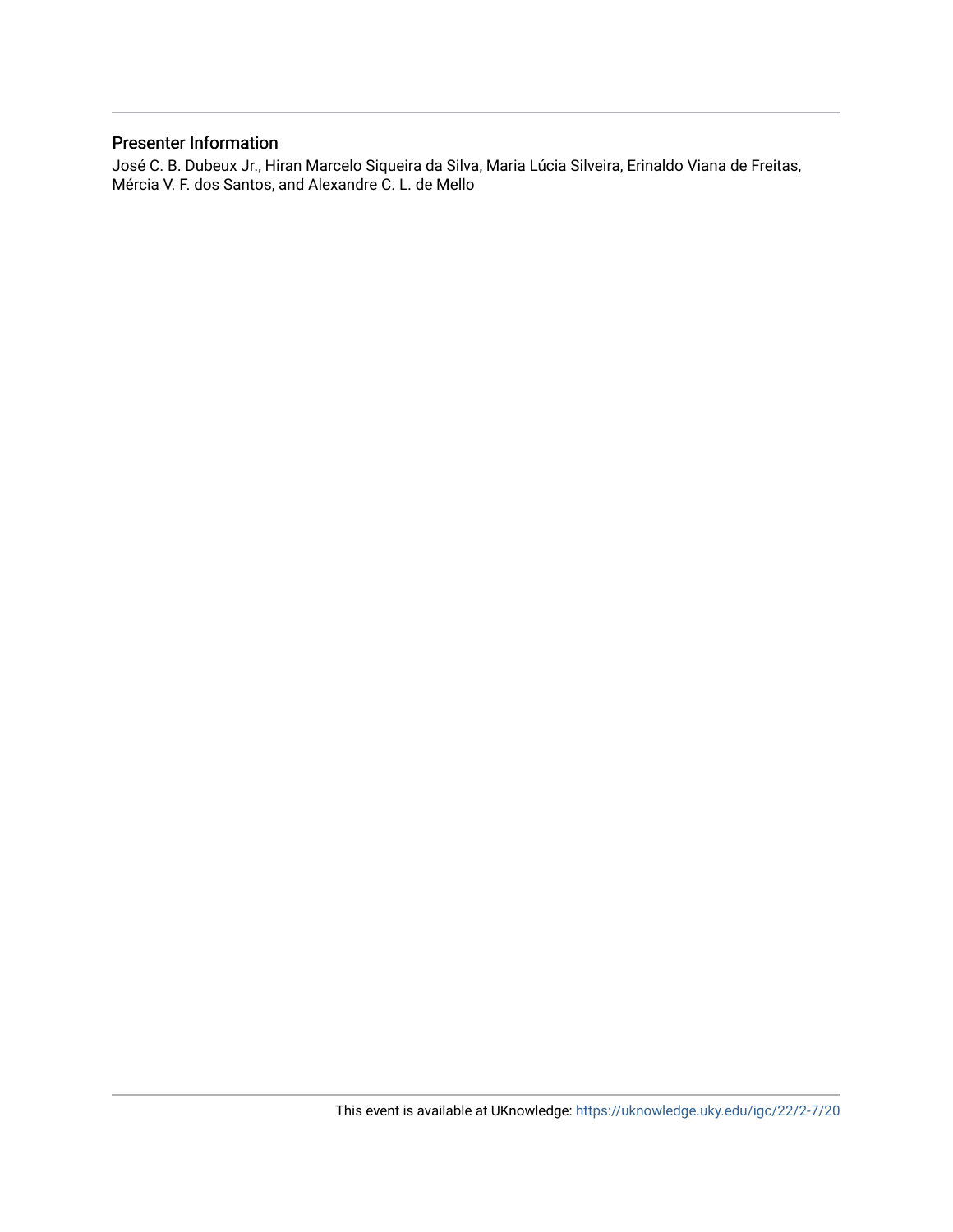## Presenter Information

José C. B. Dubeux Jr., Hiran Marcelo Siqueira da Silva, Maria Lúcia Silveira, Erinaldo Viana de Freitas, Mércia V. F. dos Santos, and Alexandre C. L. de Mello

This event is available at UKnowledge: https://uknowledge.uky.edu/igc/22/2-7/20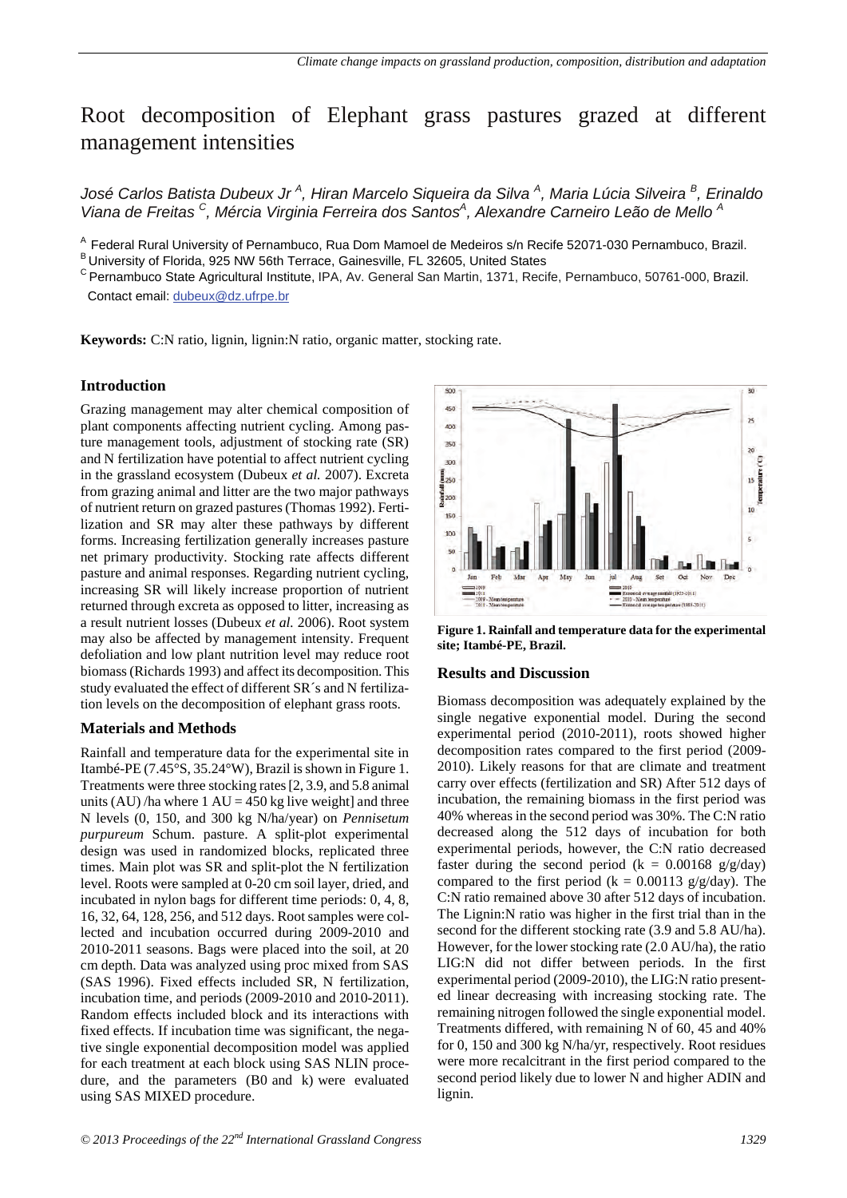# Root decomposition of Elephant grass pastures grazed at different management intensities

*José Carlos Batista Dubeux Jr [A], Hiran Marcelo Siqueira da Silva [A], Maria Lúcia Silveira [B], Erinaldo Viana de Freitas [C], Mércia Virginia Ferreira dos Santos[A], Alexandre Carneiro Leão de Mello [A]*

[A] Federal Rural University of Pernambuco, Rua Dom Mamoel de Medeiros s/n Recife 52071-030 Pernambuco, Brazil.
[B] University of Florida, 925 NW 56th Terrace, Gainesville, FL 32605, United States
[C] Pernambuco State Agricultural Institute, IPA, Av. General San Martin, 1371, Recife, Pernambuco, 50761-000, Brazil.
Contact email: dubeux@dz.ufrpe.br

**Keywords:** C:N ratio, lignin, lignin:N ratio, organic matter, stocking rate.

## Introduction

Grazing management may alter chemical composition of plant components affecting nutrient cycling. Among pasture management tools, adjustment of stocking rate (SR) and N fertilization have potential to affect nutrient cycling in the grassland ecosystem (Dubeux *et al.* 2007). Excreta from grazing animal and litter are the two major pathways of nutrient return on grazed pastures (Thomas 1992). Fertilization and SR may alter these pathways by different forms. Increasing fertilization generally increases pasture net primary productivity. Stocking rate affects different pasture and animal responses. Regarding nutrient cycling, increasing SR will likely increase proportion of nutrient returned through excreta as opposed to litter, increasing as a result nutrient losses (Dubeux *et al.* 2006). Root system may also be affected by management intensity. Frequent defoliation and low plant nutrition level may reduce root biomass (Richards 1993) and affect its decomposition. This study evaluated the effect of different SR´s and N fertilization levels on the decomposition of elephant grass roots.

## Materials and Methods

Rainfall and temperature data for the experimental site in Itambé-PE (7.45°S, 35.24°W), Brazil is shown in Figure 1. Treatments were three stocking rates [2, 3.9, and 5.8 animal units (AU) /ha where 1 AU = 450 kg live weight] and three N levels (0, 150, and 300 kg N/ha/year) on *Pennisetum purpureum* Schum. pasture. A split-plot experimental design was used in randomized blocks, replicated three times. Main plot was SR and split-plot the N fertilization level. Roots were sampled at 0-20 cm soil layer, dried, and incubated in nylon bags for different time periods: 0, 4, 8, 16, 32, 64, 128, 256, and 512 days. Root samples were collected and incubation occurred during 2009-2010 and 2010-2011 seasons. Bags were placed into the soil, at 20 cm depth. Data was analyzed using proc mixed from SAS (SAS 1996). Fixed effects included SR, N fertilization, incubation time, and periods (2009-2010 and 2010-2011). Random effects included block and its interactions with fixed effects. If incubation time was significant, the negative single exponential decomposition model was applied for each treatment at each block using SAS NLIN procedure, and the parameters (B0 and k) were evaluated using SAS MIXED procedure.

**Figure 1. Rainfall and temperature data for the experimental site; Itambé-PE, Brazil.**

## Results and Discussion

Biomass decomposition was adequately explained by the single negative exponential model. During the second experimental period (2010-2011), roots showed higher decomposition rates compared to the first period (2009-2010). Likely reasons for that are climate and treatment carry over effects (fertilization and SR) After 512 days of incubation, the remaining biomass in the first period was 40% whereas in the second period was 30%. The C:N ratio decreased along the 512 days of incubation for both experimental periods, however, the C:N ratio decreased faster during the second period (k = 0.00168 g/g/day) compared to the first period (k = 0.00113 g/g/day). The C:N ratio remained above 30 after 512 days of incubation. The Lignin:N ratio was higher in the first trial than in the second for the different stocking rate (3.9 and 5.8 AU/ha). However, for the lower stocking rate (2.0 AU/ha), the ratio LIG:N did not differ between periods. In the first experimental period (2009-2010), the LIG:N ratio presented linear decreasing with increasing stocking rate. The remaining nitrogen followed the single exponential model. Treatments differed, with remaining N of 60, 45 and 40% for 0, 150 and 300 kg N/ha/yr, respectively. Root residues were more recalcitrant in the first period compared to the second period likely due to lower N and higher ADIN and lignin.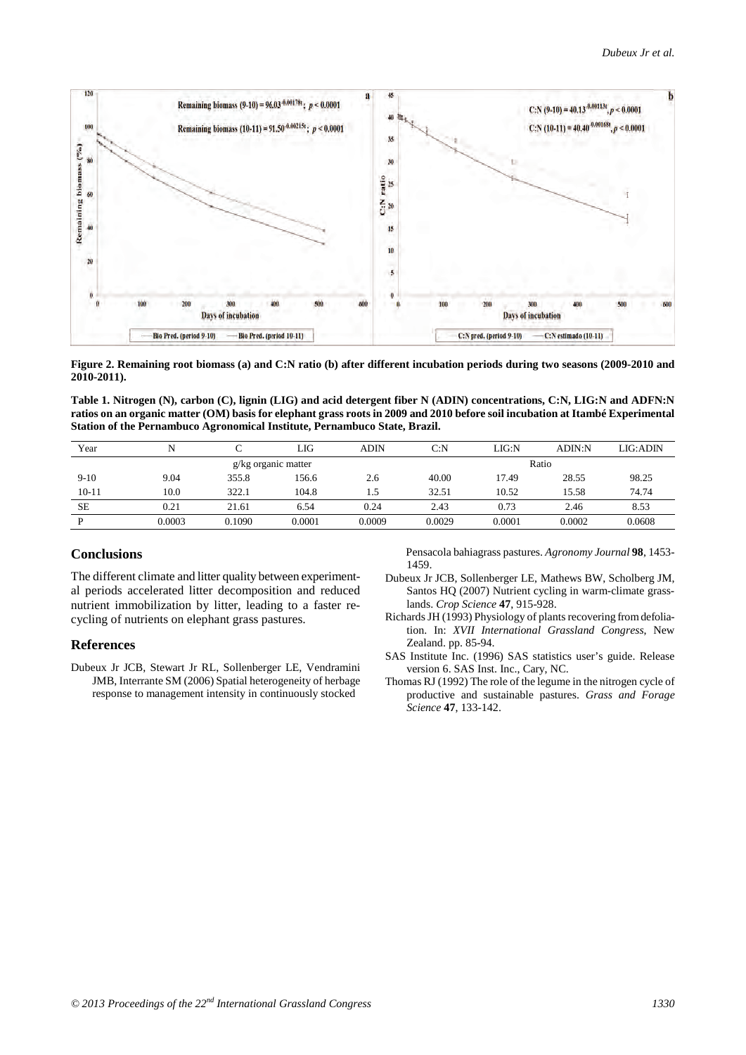Remaining biomass (9-10) = 96.03 $^{-0.00178t}$; $p < 0.0001$

Remaining biomass (10-11) = 91.50 $^{-0.00215t}$; $p < 0.0001$

Remaining biomass (%)

Days of incubation

Bio Pred. (period 9-10) — Bio Pred. (period 10-11)

C:N (9-10) = 40.13 $^{-0.00113t}$, $p < 0.0001$

C:N (10-11) = 40.40 $^{-0.001688t}$, $p < 0.0001$

C:N ratio

Days of incubation

C:N pred. (period 9-10) — C:N estimado (10-11)

**Figure 2. Remaining root biomass (a) and C:N ratio (b) after different incubation periods during two seasons (2009-2010 and 2010-2011).**

**Table 1. Nitrogen (N), carbon (C), lignin (LIG) and acid detergent fiber N (ADIN) concentrations, C:N, LIG:N and ADFN:N ratios on an organic matter (OM) basis for elephant grass roots in 2009 and 2010 before soil incubation at Itambé Experimental Station of the Pernambuco Agronomical Institute, Pernambuco State, Brazil.**

| Year | N | C | LIG | ADIN | C:N | LIG:N | ADIN:N | LIG:ADIN |
|---|---|---|---|---|---|---|---|---|
| | g/kg organic matter | | | | Ratio | | | |
| 9-10 | 9.04 | 355.8 | 156.6 | 2.6 | 40.00 | 17.49 | 28.55 | 98.25 |
| 10-11 | 10.0 | 322.1 | 104.8 | 1.5 | 32.51 | 10.52 | 15.58 | 74.74 |
| SE | 0.21 | 21.61 | 6.54 | 0.24 | 2.43 | 0.73 | 2.46 | 8.53 |
| P | 0.0003 | 0.1090 | 0.0001 | 0.0009 | 0.0029 | 0.0001 | 0.0002 | 0.0608 |

## Conclusions

The different climate and litter quality between experimental periods accelerated litter decomposition and reduced nutrient immobilization by litter, leading to a faster recycling of nutrients on elephant grass pastures.

## References

Dubeux Jr JCB, Stewart Jr RL, Sollenberger LE, Vendramini JMB, Interrante SM (2006) Spatial heterogeneity of herbage response to management intensity in continuously stocked Pensacola bahiagrass pastures. *Agronomy Journal* **98**, 1453-1459.

Dubeux Jr JCB, Sollenberger LE, Mathews BW, Scholberg JM, Santos HQ (2007) Nutrient cycling in warm-climate grasslands. *Crop Science* **47**, 915-928.

Richards JH (1993) Physiology of plants recovering from defoliation. In: *XVII International Grassland Congress*, New Zealand. pp. 85-94.

SAS Institute Inc. (1996) SAS statistics user's guide. Release version 6. SAS Inst. Inc., Cary, NC.

Thomas RJ (1992) The role of the legume in the nitrogen cycle of productive and sustainable pastures. *Grass and Forage Science* **47**, 133-142.